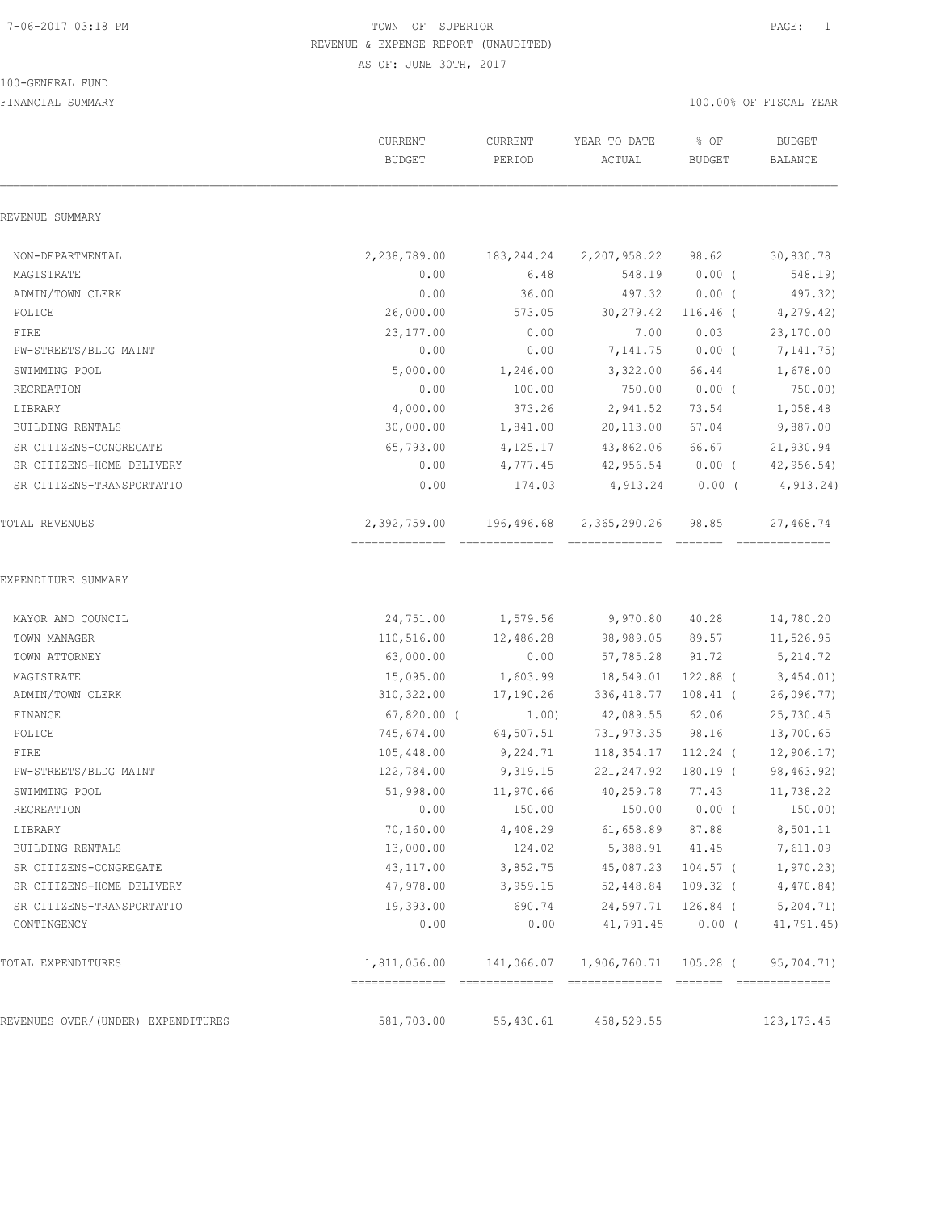7-06-2017 03:18 PM

# TOWN OF SUPERIOR

## REVENUE & EXPENSE REPORT (UNAUDITED)

AS OF: JUNE 30TH, 2017

100-GENERAL FUND

FINANCIAL SUMMARY

100.00% OF FISCAL YEAR

| | CURRENT BUDGET | CURRENT PERIOD | YEAR TO DATE ACTUAL | % OF BUDGET | BUDGET BALANCE |
|---|---|---|---|---|---|
| **REVENUE SUMMARY** | | | | | |
| NON-DEPARTMENTAL | 2,238,789.00 | 183,244.24 | 2,207,958.22 | 98.62 | 30,830.78 |
| MAGISTRATE | 0.00 | 6.48 | 548.19 | 0.00 ( | 548.19) |
| ADMIN/TOWN CLERK | 0.00 | 36.00 | 497.32 | 0.00 ( | 497.32) |
| POLICE | 26,000.00 | 573.05 | 30,279.42 | 116.46 ( | 4,279.42) |
| FIRE | 23,177.00 | 0.00 | 7.00 | 0.03 | 23,170.00 |
| PW-STREETS/BLDG MAINT | 0.00 | 0.00 | 7,141.75 | 0.00 ( | 7,141.75) |
| SWIMMING POOL | 5,000.00 | 1,246.00 | 3,322.00 | 66.44 | 1,678.00 |
| RECREATION | 0.00 | 100.00 | 750.00 | 0.00 ( | 750.00) |
| LIBRARY | 4,000.00 | 373.26 | 2,941.52 | 73.54 | 1,058.48 |
| BUILDING RENTALS | 30,000.00 | 1,841.00 | 20,113.00 | 67.04 | 9,887.00 |
| SR CITIZENS-CONGREGATE | 65,793.00 | 4,125.17 | 43,862.06 | 66.67 | 21,930.94 |
| SR CITIZENS-HOME DELIVERY | 0.00 | 4,777.45 | 42,956.54 | 0.00 ( | 42,956.54) |
| SR CITIZENS-TRANSPORTATIO | 0.00 | 174.03 | 4,913.24 | 0.00 ( | 4,913.24) |
| TOTAL REVENUES | 2,392,759.00 | 196,496.68 | 2,365,290.26 | 98.85 | 27,468.74 |
| **EXPENDITURE SUMMARY** | | | | | |
| MAYOR AND COUNCIL | 24,751.00 | 1,579.56 | 9,970.80 | 40.28 | 14,780.20 |
| TOWN MANAGER | 110,516.00 | 12,486.28 | 98,989.05 | 89.57 | 11,526.95 |
| TOWN ATTORNEY | 63,000.00 | 0.00 | 57,785.28 | 91.72 | 5,214.72 |
| MAGISTRATE | 15,095.00 | 1,603.99 | 18,549.01 | 122.88 ( | 3,454.01) |
| ADMIN/TOWN CLERK | 310,322.00 | 17,190.26 | 336,418.77 | 108.41 ( | 26,096.77) |
| FINANCE | 67,820.00 ( | 1.00) | 42,089.55 | 62.06 | 25,730.45 |
| POLICE | 745,674.00 | 64,507.51 | 731,973.35 | 98.16 | 13,700.65 |
| FIRE | 105,448.00 | 9,224.71 | 118,354.17 | 112.24 ( | 12,906.17) |
| PW-STREETS/BLDG MAINT | 122,784.00 | 9,319.15 | 221,247.92 | 180.19 ( | 98,463.92) |
| SWIMMING POOL | 51,998.00 | 11,970.66 | 40,259.78 | 77.43 | 11,738.22 |
| RECREATION | 0.00 | 150.00 | 150.00 | 0.00 ( | 150.00) |
| LIBRARY | 70,160.00 | 4,408.29 | 61,658.89 | 87.88 | 8,501.11 |
| BUILDING RENTALS | 13,000.00 | 124.02 | 5,388.91 | 41.45 | 7,611.09 |
| SR CITIZENS-CONGREGATE | 43,117.00 | 3,852.75 | 45,087.23 | 104.57 ( | 1,970.23) |
| SR CITIZENS-HOME DELIVERY | 47,978.00 | 3,959.15 | 52,448.84 | 109.32 ( | 4,470.84) |
| SR CITIZENS-TRANSPORTATIO | 19,393.00 | 690.74 | 24,597.71 | 126.84 ( | 5,204.71) |
| CONTINGENCY | 0.00 | 0.00 | 41,791.45 | 0.00 ( | 41,791.45) |
| TOTAL EXPENDITURES | 1,811,056.00 | 141,066.07 | 1,906,760.71 | 105.28 ( | 95,704.71) |
| REVENUES OVER/(UNDER) EXPENDITURES | 581,703.00 | 55,430.61 | 458,529.55 | | 123,173.45 |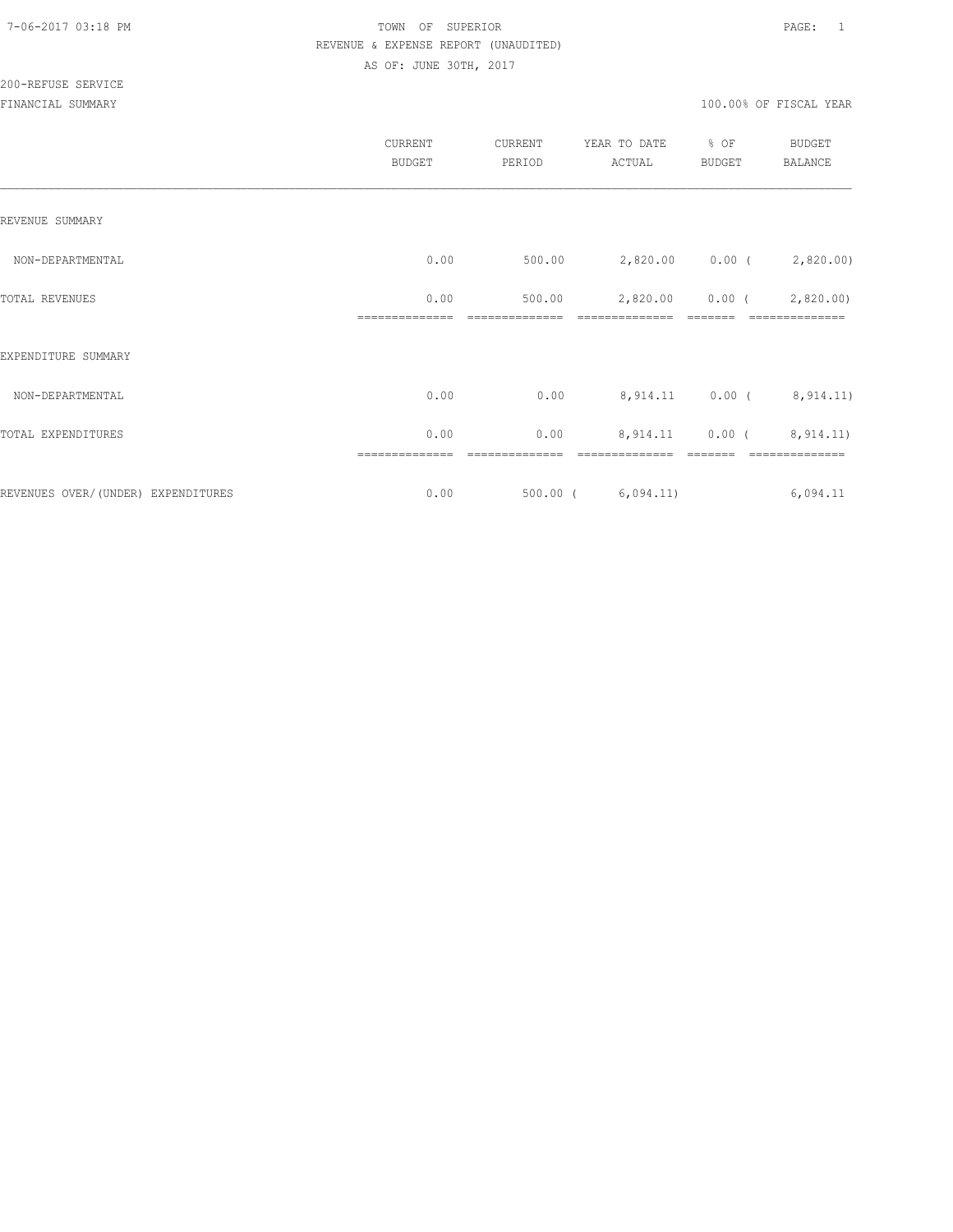# TOWN OF SUPERIOR

## REVENUE & EXPENSE REPORT (UNAUDITED)

AS OF: JUNE 30TH, 2017

200-REFUSE SERVICE

FINANCIAL SUMMARY — 100.00% OF FISCAL YEAR

| | CURRENT BUDGET | CURRENT PERIOD | YEAR TO DATE ACTUAL | % OF BUDGET | BUDGET BALANCE |
|---|---|---|---|---|---|
| **REVENUE SUMMARY** | | | | | |
| NON-DEPARTMENTAL | 0.00 | 500.00 | 2,820.00 | 0.00 | ( 2,820.00) |
| TOTAL REVENUES | 0.00 | 500.00 | 2,820.00 | 0.00 | ( 2,820.00) |
| **EXPENDITURE SUMMARY** | | | | | |
| NON-DEPARTMENTAL | 0.00 | 0.00 | 8,914.11 | 0.00 | ( 8,914.11) |
| TOTAL EXPENDITURES | 0.00 | 0.00 | 8,914.11 | 0.00 | ( 8,914.11) |
| REVENUES OVER/(UNDER) EXPENDITURES | 0.00 | 500.00 | ( 6,094.11) | | 6,094.11 |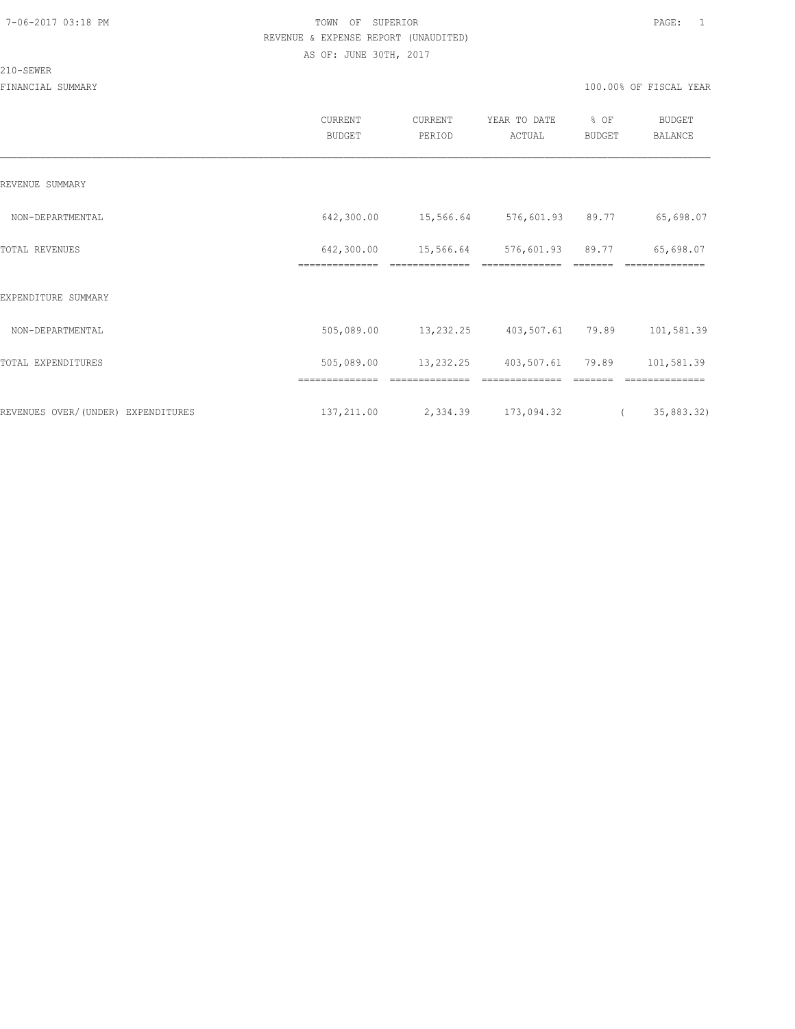TOWN OF SUPERIOR
REVENUE & EXPENSE REPORT (UNAUDITED)
AS OF: JUNE 30TH, 2017

210-SEWER

FINANCIAL SUMMARY 100.00% OF FISCAL YEAR

| | CURRENT BUDGET | CURRENT PERIOD | YEAR TO DATE ACTUAL | % OF BUDGET | BUDGET BALANCE |
|---|---|---|---|---|---|
| REVENUE SUMMARY | | | | | |
| NON-DEPARTMENTAL | 642,300.00 | 15,566.64 | 576,601.93 | 89.77 | 65,698.07 |
| TOTAL REVENUES | 642,300.00 | 15,566.64 | 576,601.93 | 89.77 | 65,698.07 |
| EXPENDITURE SUMMARY | | | | | |
| NON-DEPARTMENTAL | 505,089.00 | 13,232.25 | 403,507.61 | 79.89 | 101,581.39 |
| TOTAL EXPENDITURES | 505,089.00 | 13,232.25 | 403,507.61 | 79.89 | 101,581.39 |
| REVENUES OVER/(UNDER) EXPENDITURES | 137,211.00 | 2,334.39 | 173,094.32 | | ( 35,883.32) |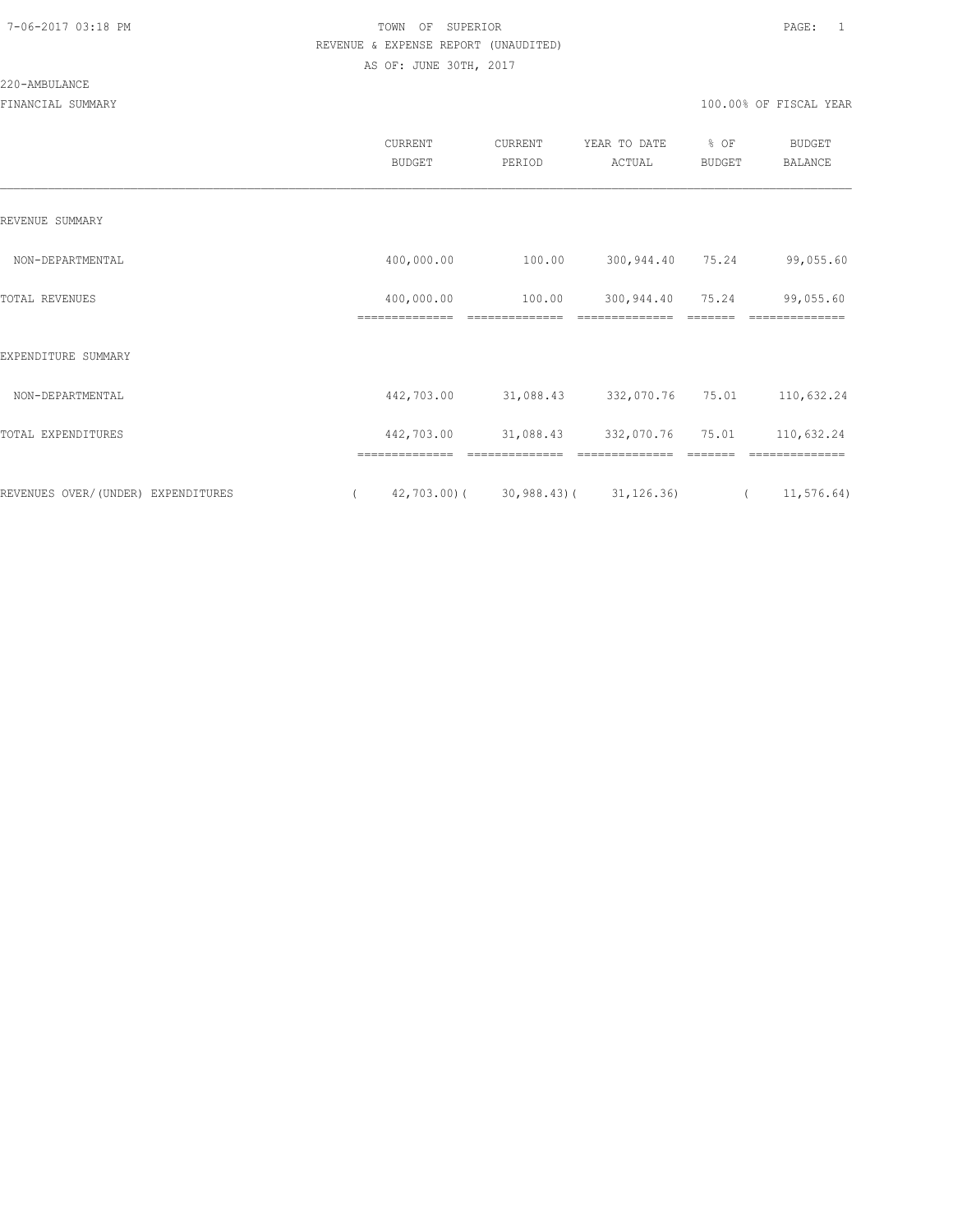7-06-2017 03:18 PM TOWN OF SUPERIOR PAGE: 1

REVENUE & EXPENSE REPORT (UNAUDITED)

AS OF: JUNE 30TH, 2017

220-AMBULANCE

FINANCIAL SUMMARY 100.00% OF FISCAL YEAR

| | CURRENT BUDGET | CURRENT PERIOD | YEAR TO DATE ACTUAL | % OF BUDGET | BUDGET BALANCE |
|---|---|---|---|---|---|
| REVENUE SUMMARY | | | | | |
| NON-DEPARTMENTAL | 400,000.00 | 100.00 | 300,944.40 | 75.24 | 99,055.60 |
| TOTAL REVENUES | 400,000.00 | 100.00 | 300,944.40 | 75.24 | 99,055.60 |
| EXPENDITURE SUMMARY | | | | | |
| NON-DEPARTMENTAL | 442,703.00 | 31,088.43 | 332,070.76 | 75.01 | 110,632.24 |
| TOTAL EXPENDITURES | 442,703.00 | 31,088.43 | 332,070.76 | 75.01 | 110,632.24 |
| REVENUES OVER/(UNDER) EXPENDITURES | ( 42,703.00) | ( 30,988.43) | ( 31,126.36) | | ( 11,576.64) |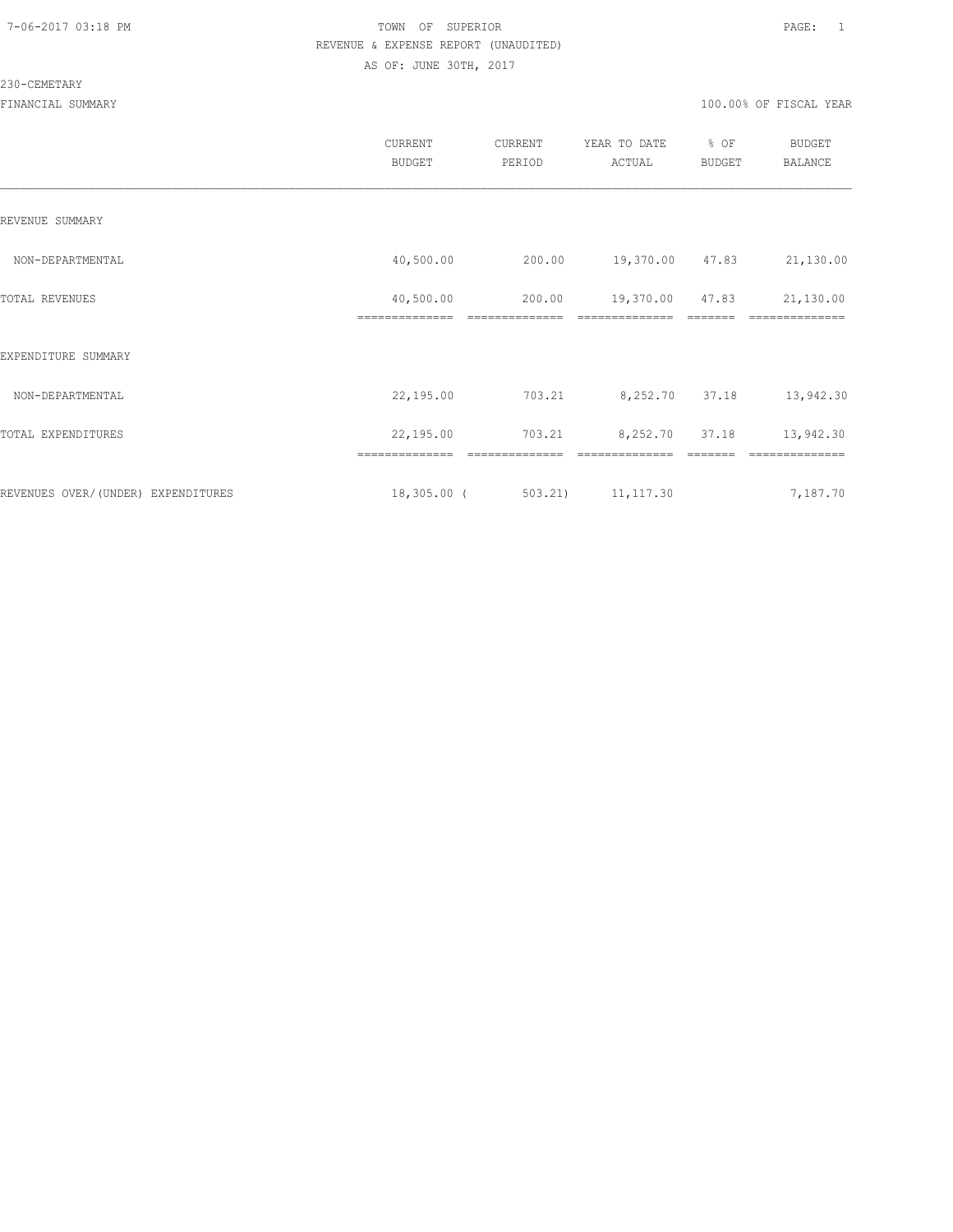7-06-2017 03:18 PM

TOWN OF SUPERIOR

REVENUE & EXPENSE REPORT (UNAUDITED)

AS OF: JUNE 30TH, 2017

230-CEMETARY

FINANCIAL SUMMARY

100.00% OF FISCAL YEAR

| | CURRENT BUDGET | CURRENT PERIOD | YEAR TO DATE ACTUAL | % OF BUDGET | BUDGET BALANCE |
|---|---|---|---|---|---|
| REVENUE SUMMARY | | | | | |
| NON-DEPARTMENTAL | 40,500.00 | 200.00 | 19,370.00 | 47.83 | 21,130.00 |
| TOTAL REVENUES | 40,500.00 | 200.00 | 19,370.00 | 47.83 | 21,130.00 |
| EXPENDITURE SUMMARY | | | | | |
| NON-DEPARTMENTAL | 22,195.00 | 703.21 | 8,252.70 | 37.18 | 13,942.30 |
| TOTAL EXPENDITURES | 22,195.00 | 703.21 | 8,252.70 | 37.18 | 13,942.30 |
| REVENUES OVER/(UNDER) EXPENDITURES | 18,305.00 | ( 503.21) | 11,117.30 | | 7,187.70 |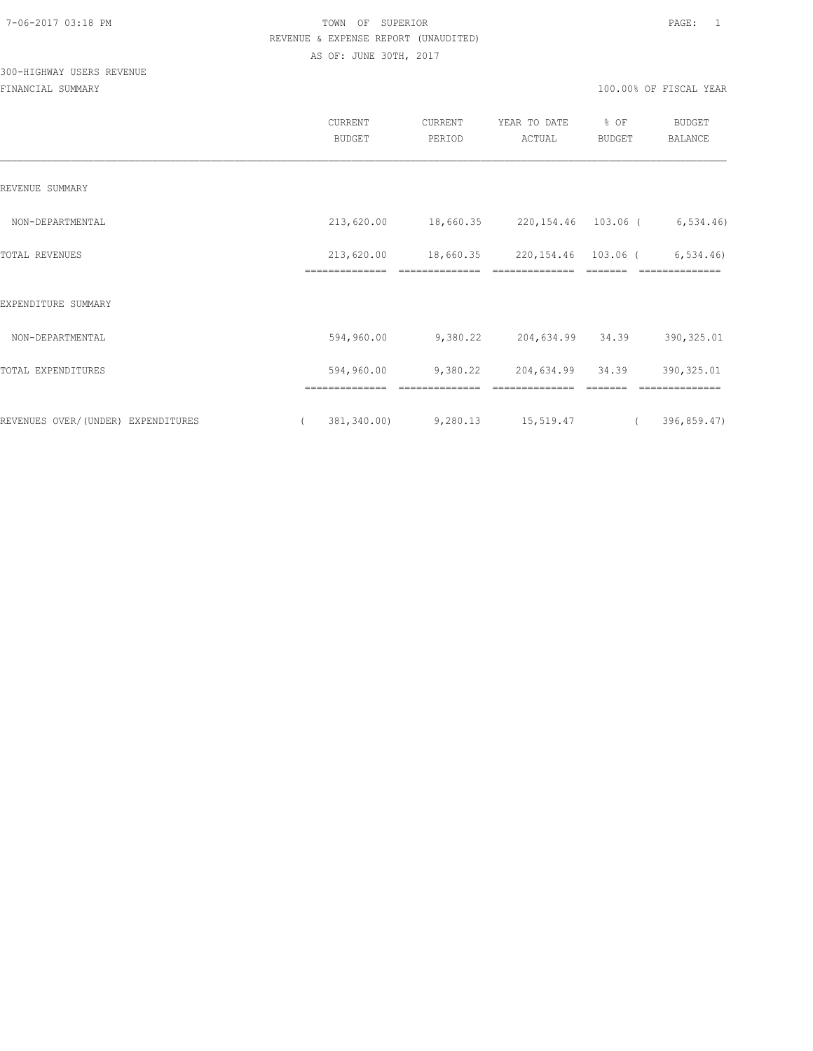TOWN OF SUPERIOR

REVENUE & EXPENSE REPORT (UNAUDITED)

AS OF: JUNE 30TH, 2017

300-HIGHWAY USERS REVENUE

FINANCIAL SUMMARY

100.00% OF FISCAL YEAR

| | CURRENT BUDGET | CURRENT PERIOD | YEAR TO DATE ACTUAL | % OF BUDGET | BUDGET BALANCE |
|---|---|---|---|---|---|
| REVENUE SUMMARY | | | | | |
| NON-DEPARTMENTAL | 213,620.00 | 18,660.35 | 220,154.46 | 103.06 | ( 6,534.46) |
| TOTAL REVENUES | 213,620.00 | 18,660.35 | 220,154.46 | 103.06 | ( 6,534.46) |
| EXPENDITURE SUMMARY | | | | | |
| NON-DEPARTMENTAL | 594,960.00 | 9,380.22 | 204,634.99 | 34.39 | 390,325.01 |
| TOTAL EXPENDITURES | 594,960.00 | 9,380.22 | 204,634.99 | 34.39 | 390,325.01 |
| REVENUES OVER/(UNDER) EXPENDITURES | ( 381,340.00) | 9,280.13 | 15,519.47 | | ( 396,859.47) |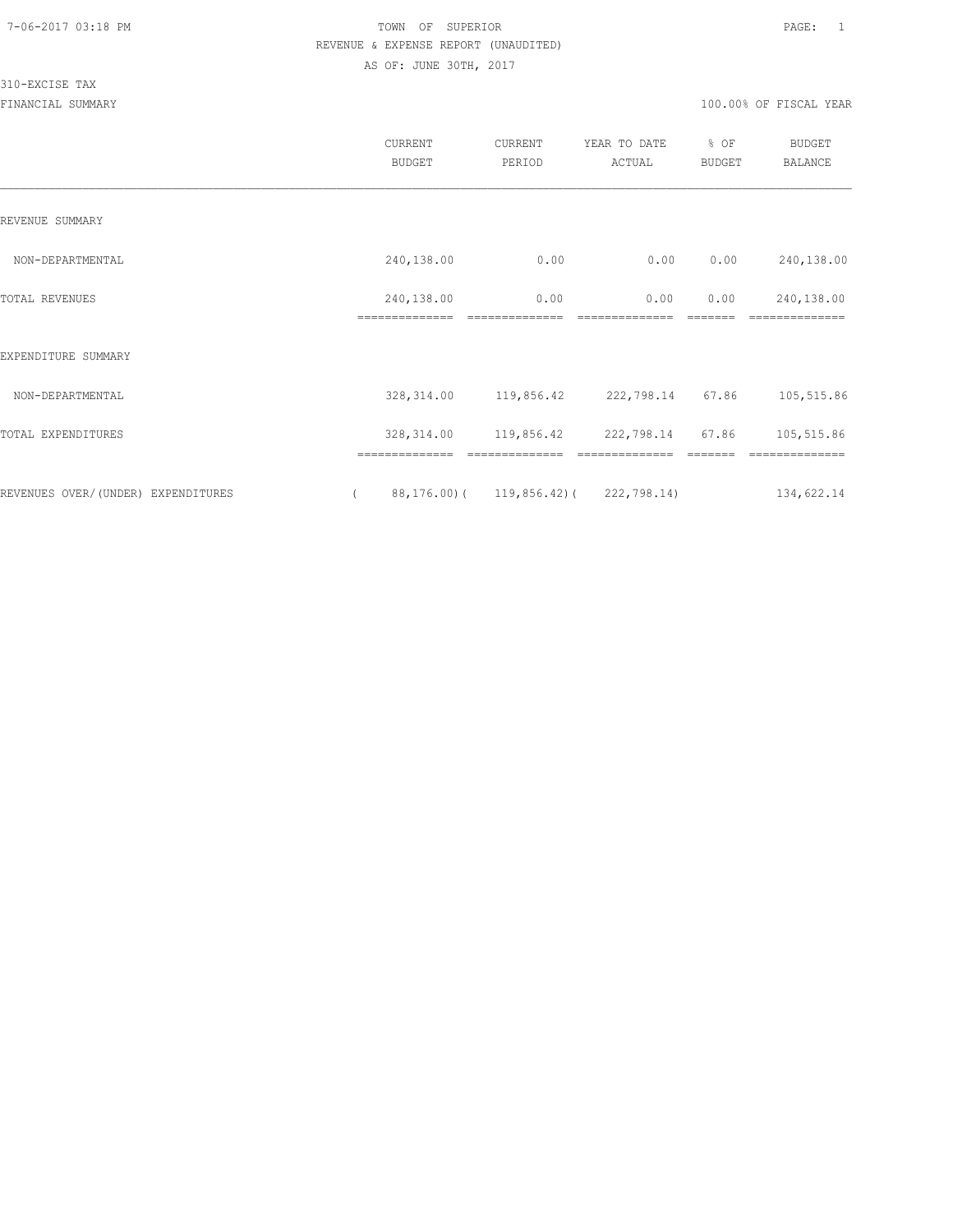TOWN OF SUPERIOR
REVENUE & EXPENSE REPORT (UNAUDITED)
AS OF: JUNE 30TH, 2017

310-EXCISE TAX
FINANCIAL SUMMARY

100.00% OF FISCAL YEAR

| | CURRENT BUDGET | CURRENT PERIOD | YEAR TO DATE ACTUAL | % OF BUDGET | BUDGET BALANCE |
|---|---|---|---|---|---|
| REVENUE SUMMARY | | | | | |
| NON-DEPARTMENTAL | 240,138.00 | 0.00 | 0.00 | 0.00 | 240,138.00 |
| TOTAL REVENUES | 240,138.00 | 0.00 | 0.00 | 0.00 | 240,138.00 |
| EXPENDITURE SUMMARY | | | | | |
| NON-DEPARTMENTAL | 328,314.00 | 119,856.42 | 222,798.14 | 67.86 | 105,515.86 |
| TOTAL EXPENDITURES | 328,314.00 | 119,856.42 | 222,798.14 | 67.86 | 105,515.86 |
| REVENUES OVER/(UNDER) EXPENDITURES | ( 88,176.00) | ( 119,856.42) | ( 222,798.14) | | 134,622.14 |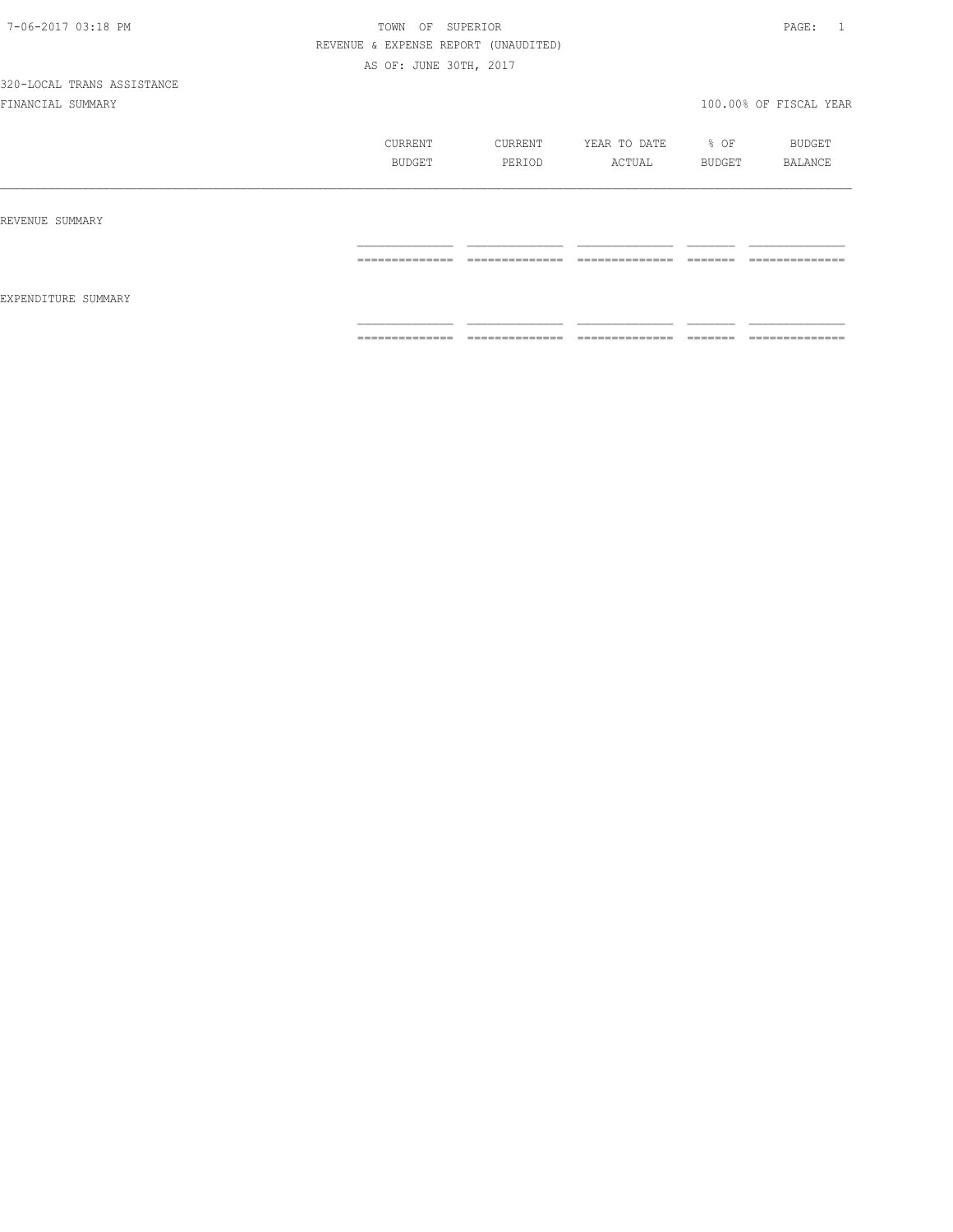TOWN OF SUPERIOR

REVENUE & EXPENSE REPORT (UNAUDITED)

AS OF: JUNE 30TH, 2017

320-LOCAL TRANS ASSISTANCE

FINANCIAL SUMMARY

100.00% OF FISCAL YEAR

| | CURRENT BUDGET | CURRENT PERIOD | YEAR TO DATE ACTUAL | % OF BUDGET | BUDGET BALANCE |
|---|---|---|---|---|---|
| REVENUE SUMMARY | | | | | |
| EXPENDITURE SUMMARY | | | | | |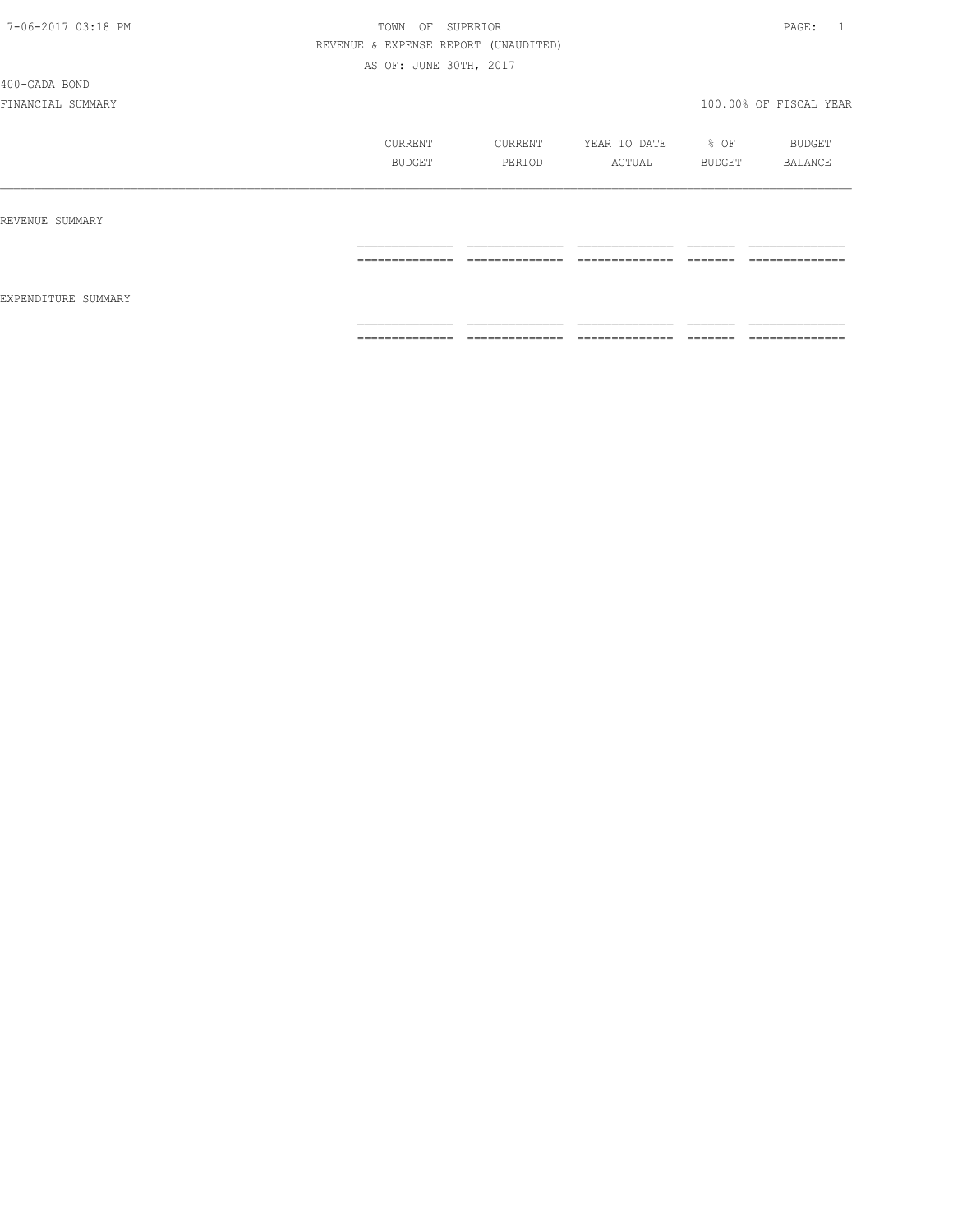TOWN OF SUPERIOR

REVENUE & EXPENSE REPORT (UNAUDITED)

AS OF: JUNE 30TH, 2017

400-GADA BOND

FINANCIAL SUMMARY — 100.00% OF FISCAL YEAR

| | CURRENT BUDGET | CURRENT PERIOD | YEAR TO DATE ACTUAL | % OF BUDGET | BUDGET BALANCE |
|---|---|---|---|---|---|
| REVENUE SUMMARY | | | | | |
| EXPENDITURE SUMMARY | | | | | |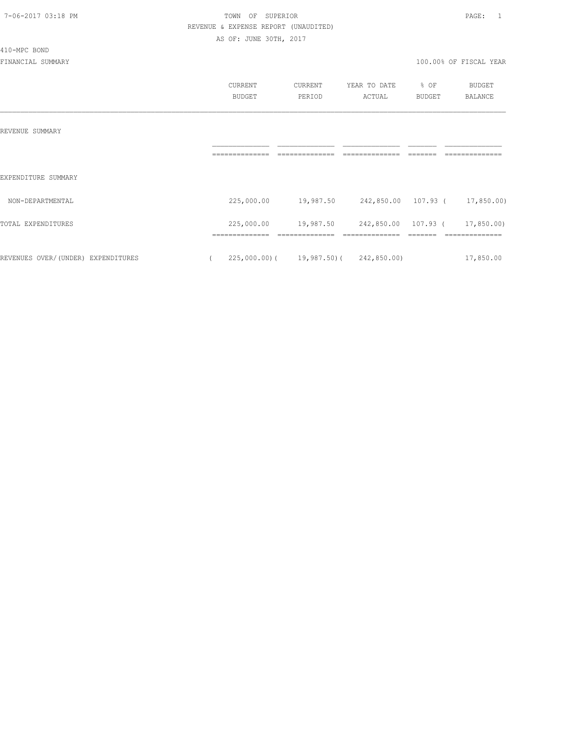TOWN OF SUPERIOR

REVENUE & EXPENSE REPORT (UNAUDITED)

AS OF: JUNE 30TH, 2017

410-MPC BOND

FINANCIAL SUMMARY

100.00% OF FISCAL YEAR

| | CURRENT BUDGET | CURRENT PERIOD | YEAR TO DATE ACTUAL | % OF BUDGET | BUDGET BALANCE |
|---|---|---|---|---|---|
| REVENUE SUMMARY | | | | | |
| EXPENDITURE SUMMARY | | | | | |
| NON-DEPARTMENTAL | 225,000.00 | 19,987.50 | 242,850.00 | 107.93 | (17,850.00) |
| TOTAL EXPENDITURES | 225,000.00 | 19,987.50 | 242,850.00 | 107.93 | (17,850.00) |
| REVENUES OVER/(UNDER) EXPENDITURES | (225,000.00) | (19,987.50) | (242,850.00) | | 17,850.00 |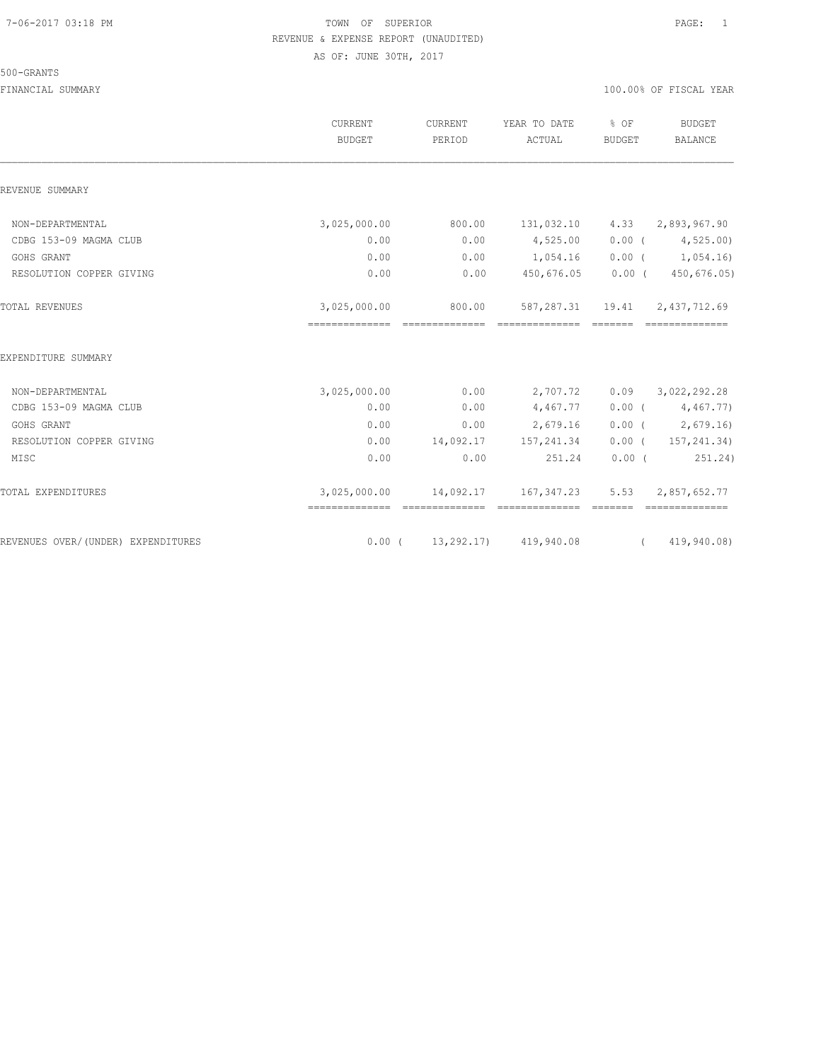TOWN OF SUPERIOR

REVENUE & EXPENSE REPORT (UNAUDITED)

AS OF: JUNE 30TH, 2017

500-GRANTS

FINANCIAL SUMMARY

100.00% OF FISCAL YEAR

| | CURRENT BUDGET | CURRENT PERIOD | YEAR TO DATE ACTUAL | % OF BUDGET | BUDGET BALANCE |
|---|---|---|---|---|---|
| REVENUE SUMMARY | | | | | |
| NON-DEPARTMENTAL | 3,025,000.00 | 800.00 | 131,032.10 | 4.33 | 2,893,967.90 |
| CDBG 153-09 MAGMA CLUB | 0.00 | 0.00 | 4,525.00 | 0.00 | ( 4,525.00) |
| GOHS GRANT | 0.00 | 0.00 | 1,054.16 | 0.00 | ( 1,054.16) |
| RESOLUTION COPPER GIVING | 0.00 | 0.00 | 450,676.05 | 0.00 | ( 450,676.05) |
| TOTAL REVENUES | 3,025,000.00 | 800.00 | 587,287.31 | 19.41 | 2,437,712.69 |
| EXPENDITURE SUMMARY | | | | | |
| NON-DEPARTMENTAL | 3,025,000.00 | 0.00 | 2,707.72 | 0.09 | 3,022,292.28 |
| CDBG 153-09 MAGMA CLUB | 0.00 | 0.00 | 4,467.77 | 0.00 | ( 4,467.77) |
| GOHS GRANT | 0.00 | 0.00 | 2,679.16 | 0.00 | ( 2,679.16) |
| RESOLUTION COPPER GIVING | 0.00 | 14,092.17 | 157,241.34 | 0.00 | ( 157,241.34) |
| MISC | 0.00 | 0.00 | 251.24 | 0.00 | ( 251.24) |
| TOTAL EXPENDITURES | 3,025,000.00 | 14,092.17 | 167,347.23 | 5.53 | 2,857,652.77 |
| REVENUES OVER/(UNDER) EXPENDITURES | 0.00 | ( 13,292.17) | 419,940.08 | | ( 419,940.08) |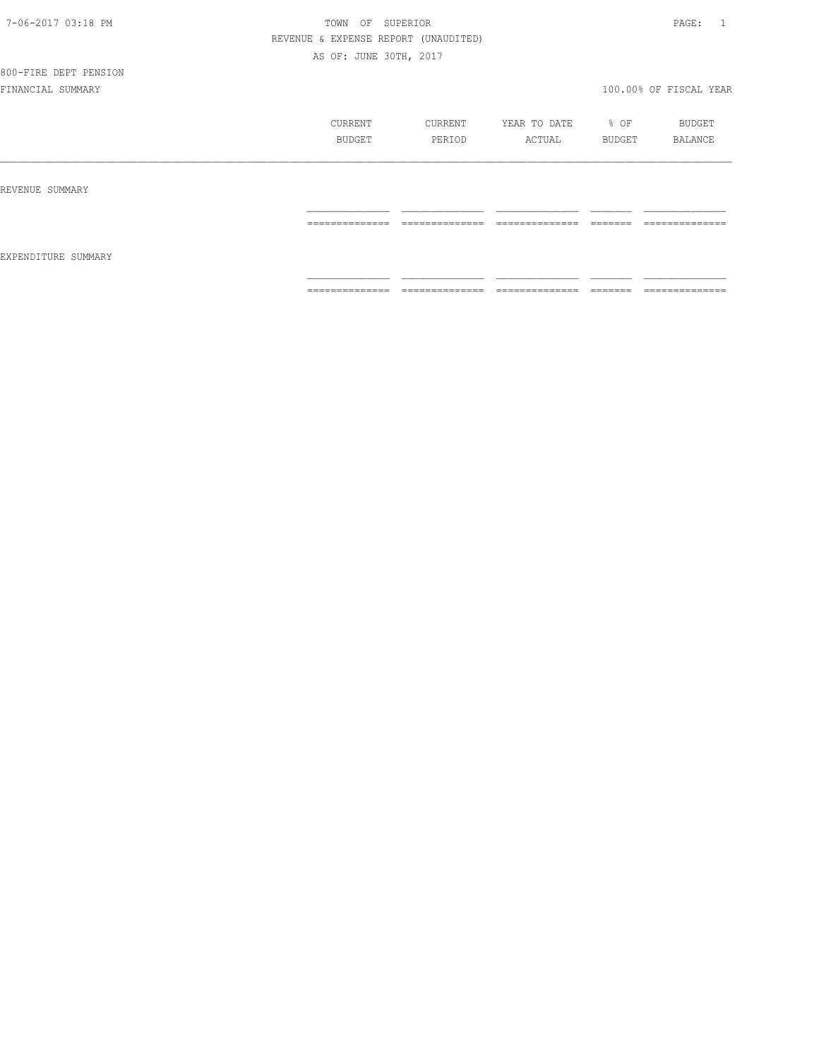TOWN OF SUPERIOR

REVENUE & EXPENSE REPORT (UNAUDITED)

AS OF: JUNE 30TH, 2017

800-FIRE DEPT PENSION

FINANCIAL SUMMARY 100.00% OF FISCAL YEAR

| | CURRENT BUDGET | CURRENT PERIOD | YEAR TO DATE ACTUAL | % OF BUDGET | BUDGET BALANCE |
|---|---|---|---|---|---|
| REVENUE SUMMARY | | | | | |
| EXPENDITURE SUMMARY | | | | | |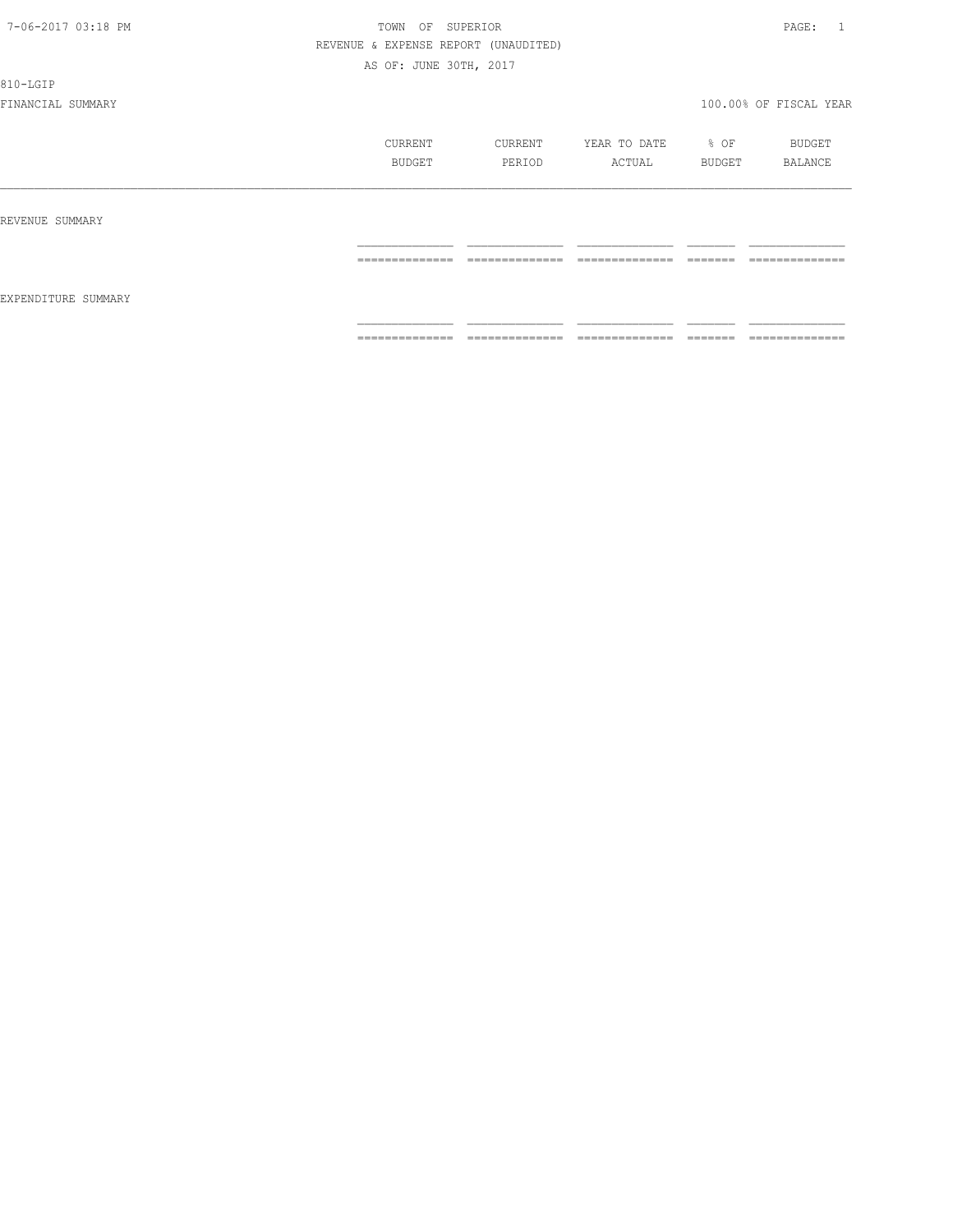TOWN OF SUPERIOR
REVENUE & EXPENSE REPORT (UNAUDITED)
AS OF: JUNE 30TH, 2017

810-LGIP

FINANCIAL SUMMARY 100.00% OF FISCAL YEAR

| | CURRENT BUDGET | CURRENT PERIOD | YEAR TO DATE ACTUAL | % OF BUDGET | BUDGET BALANCE |
|---|---|---|---|---|---|
| REVENUE SUMMARY | | | | | |
| | | | | | |
| EXPENDITURE SUMMARY | | | | | |
| | | | | | |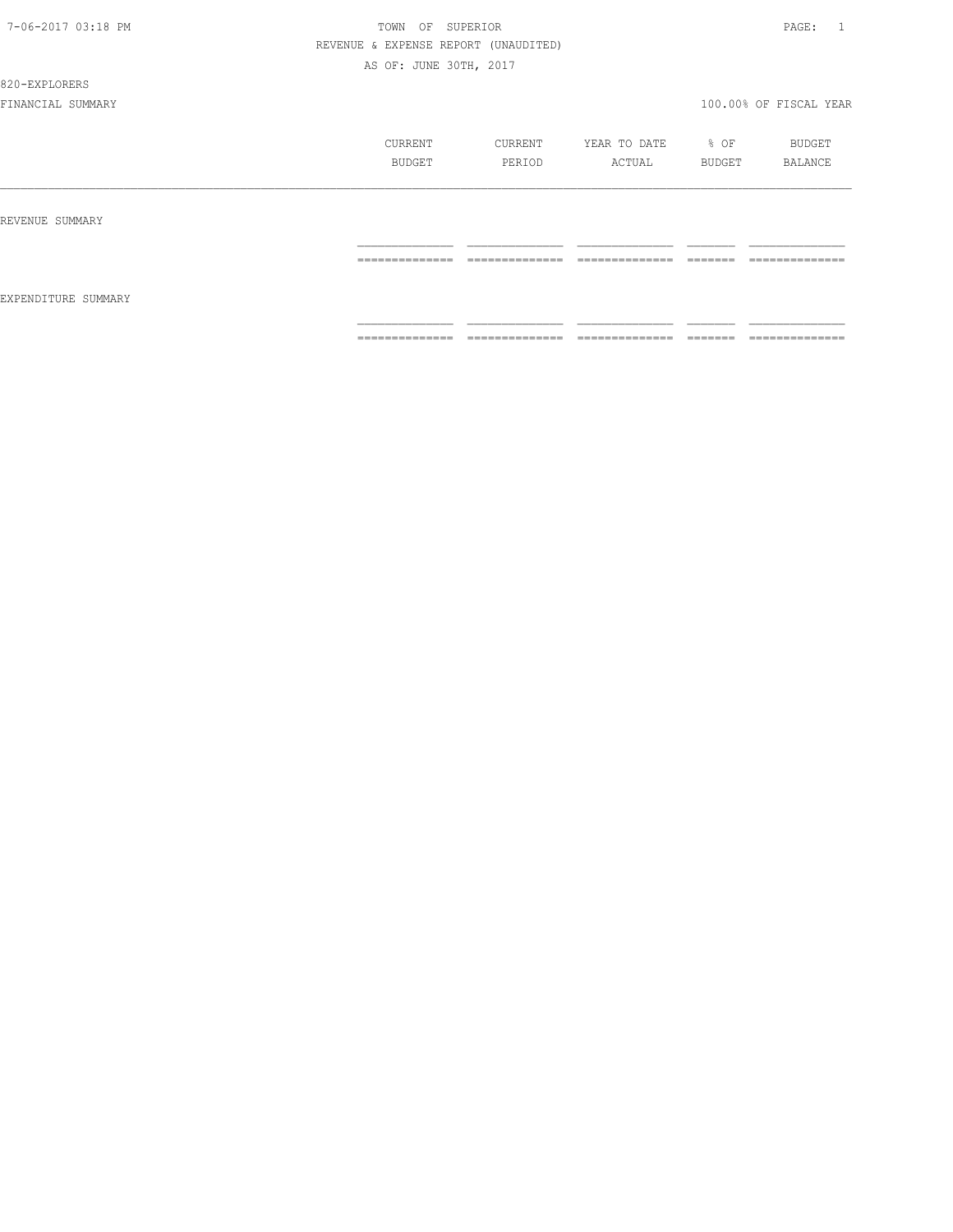7-06-2017 03:18 PM

TOWN OF SUPERIOR

REVENUE & EXPENSE REPORT (UNAUDITED)

AS OF: JUNE 30TH, 2017

820-EXPLORERS

FINANCIAL SUMMARY

100.00% OF FISCAL YEAR

| | CURRENT BUDGET | CURRENT PERIOD | YEAR TO DATE ACTUAL | % OF BUDGET | BUDGET BALANCE |
|---|---|---|---|---|---|
| REVENUE SUMMARY | | | | | |
| EXPENDITURE SUMMARY | | | | | |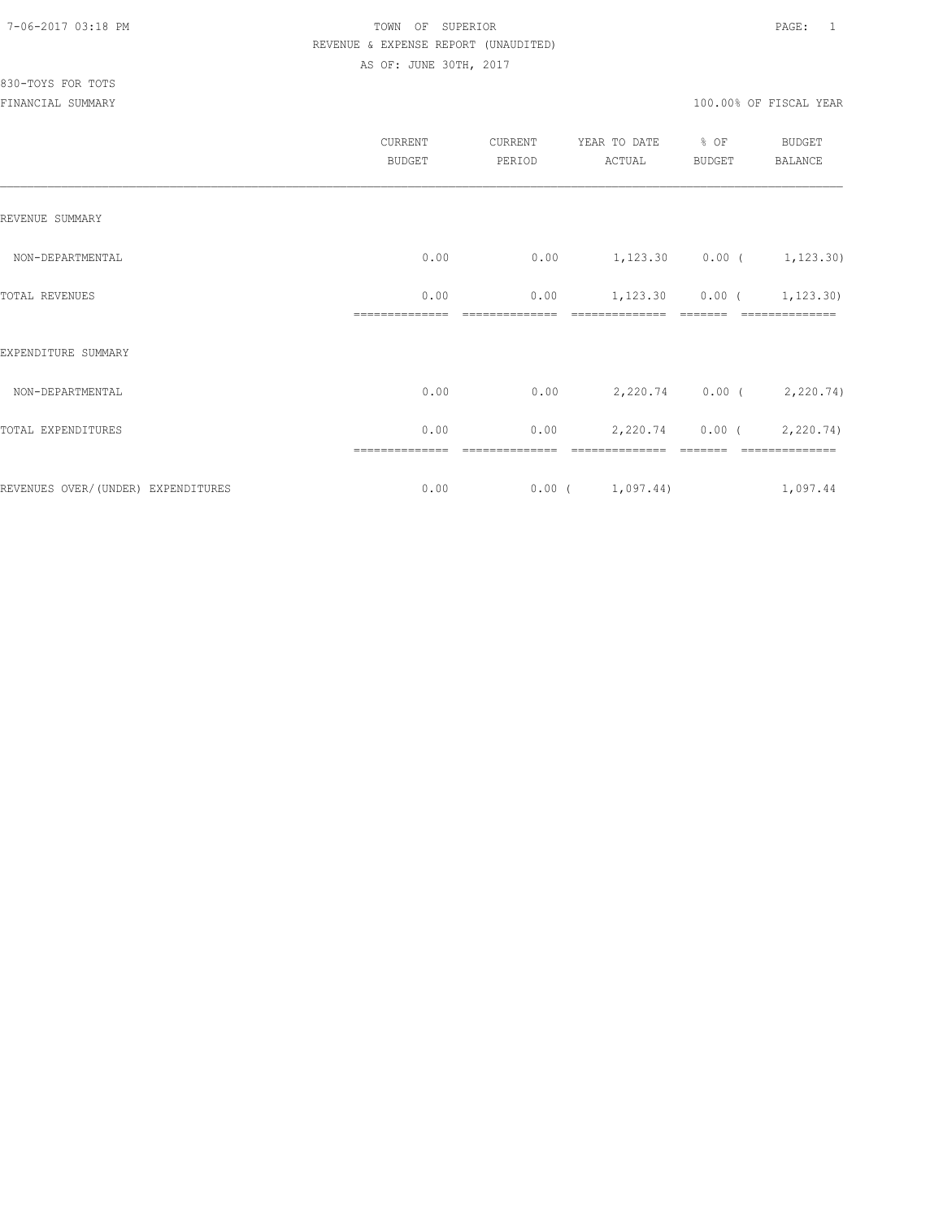TOWN OF SUPERIOR

REVENUE & EXPENSE REPORT (UNAUDITED)

AS OF: JUNE 30TH, 2017

830-TOYS FOR TOTS

FINANCIAL SUMMARY

100.00% OF FISCAL YEAR

| | CURRENT BUDGET | CURRENT PERIOD | YEAR TO DATE ACTUAL | % OF BUDGET | BUDGET BALANCE |
|---|---|---|---|---|---|
| REVENUE SUMMARY | | | | | |
| NON-DEPARTMENTAL | 0.00 | 0.00 | 1,123.30 | 0.00 | ( 1,123.30) |
| TOTAL REVENUES | 0.00 | 0.00 | 1,123.30 | 0.00 | ( 1,123.30) |
| EXPENDITURE SUMMARY | | | | | |
| NON-DEPARTMENTAL | 0.00 | 0.00 | 2,220.74 | 0.00 | ( 2,220.74) |
| TOTAL EXPENDITURES | 0.00 | 0.00 | 2,220.74 | 0.00 | ( 2,220.74) |
| REVENUES OVER/(UNDER) EXPENDITURES | 0.00 | 0.00 | ( 1,097.44) | | 1,097.44 |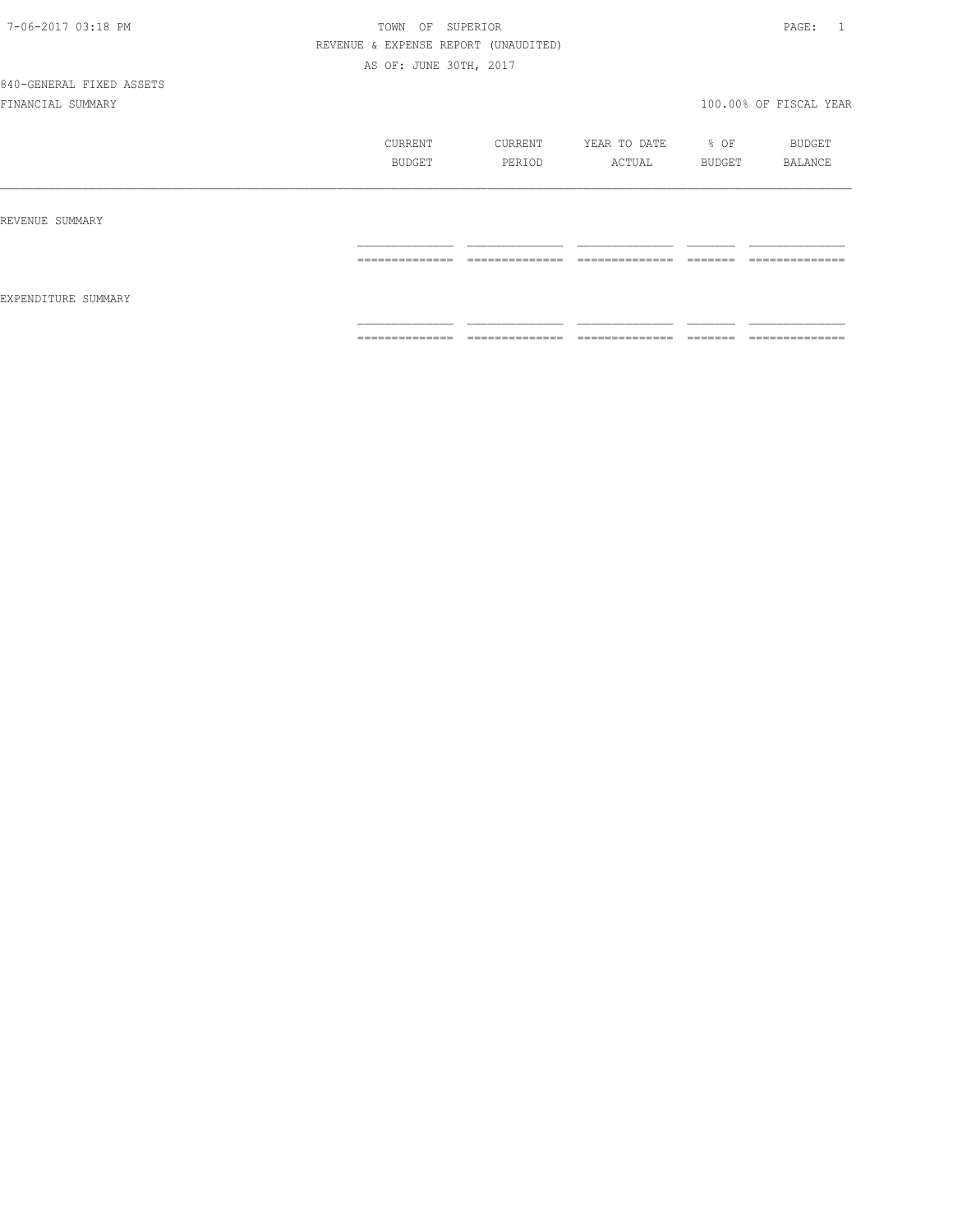TOWN OF SUPERIOR

REVENUE & EXPENSE REPORT (UNAUDITED)

AS OF: JUNE 30TH, 2017

840-GENERAL FIXED ASSETS

FINANCIAL SUMMARY

100.00% OF FISCAL YEAR

| | CURRENT BUDGET | CURRENT PERIOD | YEAR TO DATE ACTUAL | % OF BUDGET | BUDGET BALANCE |
|---|---|---|---|---|---|
| REVENUE SUMMARY | | | | | |
| EXPENDITURE SUMMARY | | | | | |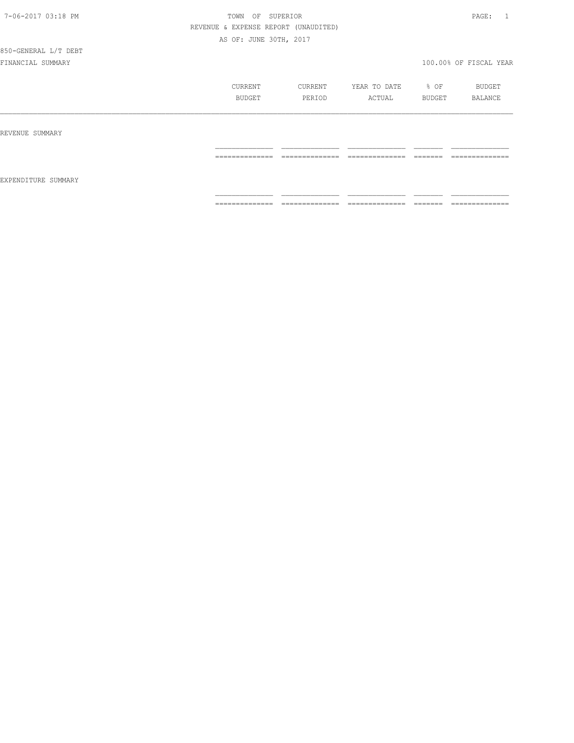7-06-2017 03:18 PM

TOWN OF SUPERIOR

REVENUE & EXPENSE REPORT (UNAUDITED)

AS OF: JUNE 30TH, 2017

850-GENERAL L/T DEBT

FINANCIAL SUMMARY

100.00% OF FISCAL YEAR

| | CURRENT BUDGET | CURRENT PERIOD | YEAR TO DATE ACTUAL | % OF BUDGET | BUDGET BALANCE |
|---|---|---|---|---|---|
| REVENUE SUMMARY | | | | | |
| | | | | | |
| EXPENDITURE SUMMARY | | | | | |
| | | | | | |